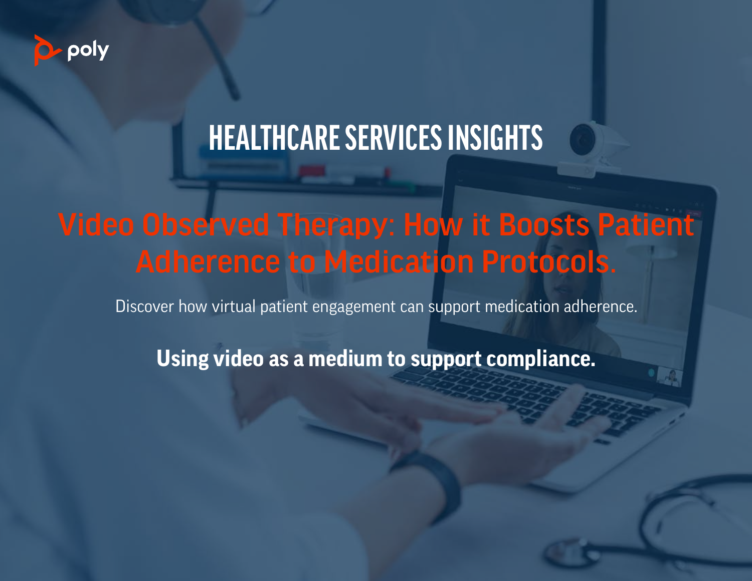poly

## HEALTHCARE SERVICES INSIGHTS

# Video Observed Therapy: How it Boosts Patient Adherence to Medication Protocols.

Discover how virtual patient engagement can support medication adherence.

**Using video as a medium to support compliance.**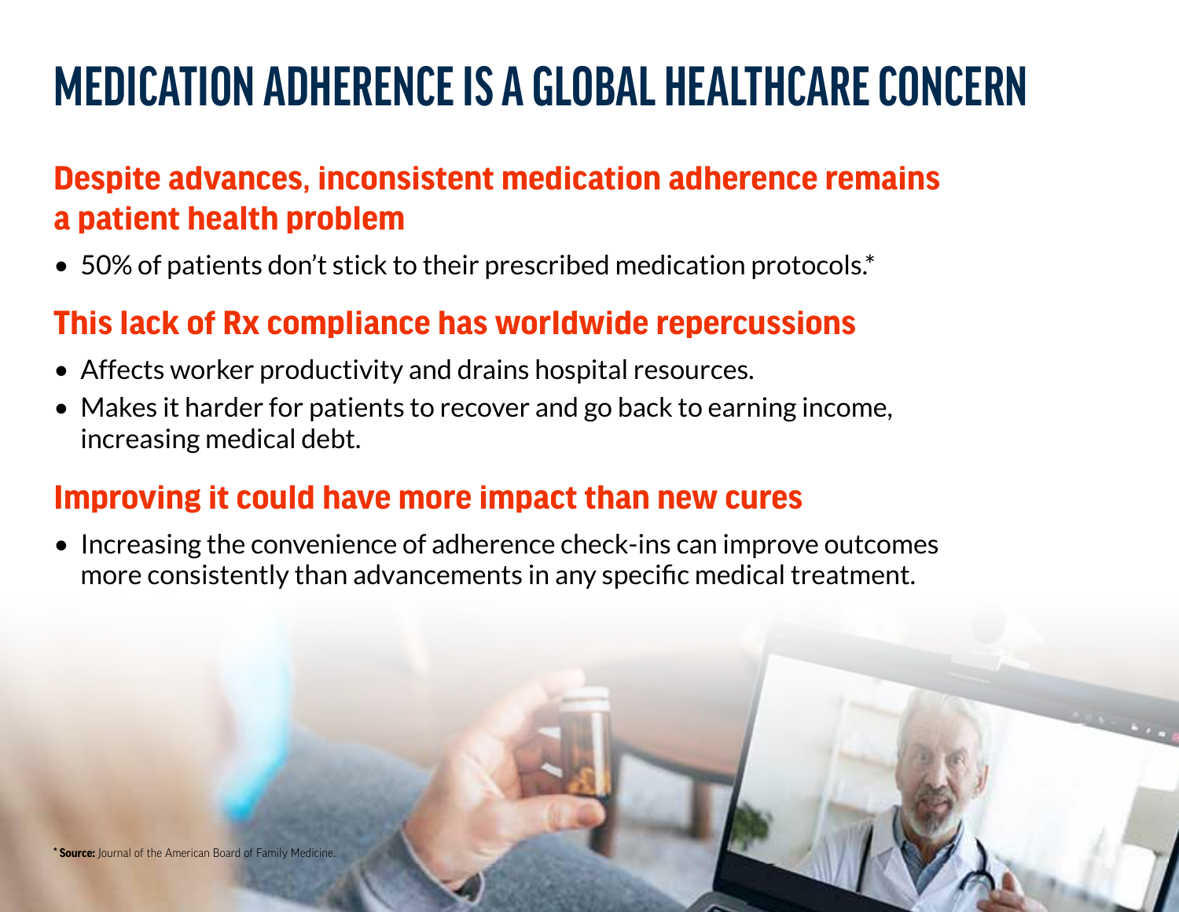# MEDICATION ADHERENCE IS A GLOBAL HEALTHCARE CONCERN

## Despite advances, inconsistent medication adherence remains a patient health problem

- 50% of patients don't stick to their prescribed medication protocols.*

## This lack of Rx compliance has worldwide repercussions

- Affects worker productivity and drains hospital resources.
- Makes it harder for patients to recover and go back to earning income, increasing medical debt.

## Improving it could have more impact than new cures

- Increasing the convenience of adherence check-ins can improve outcomes more consistently than advancements in any specific medical treatment.

\* **Source:** Journal of the American Board of Family Medicine.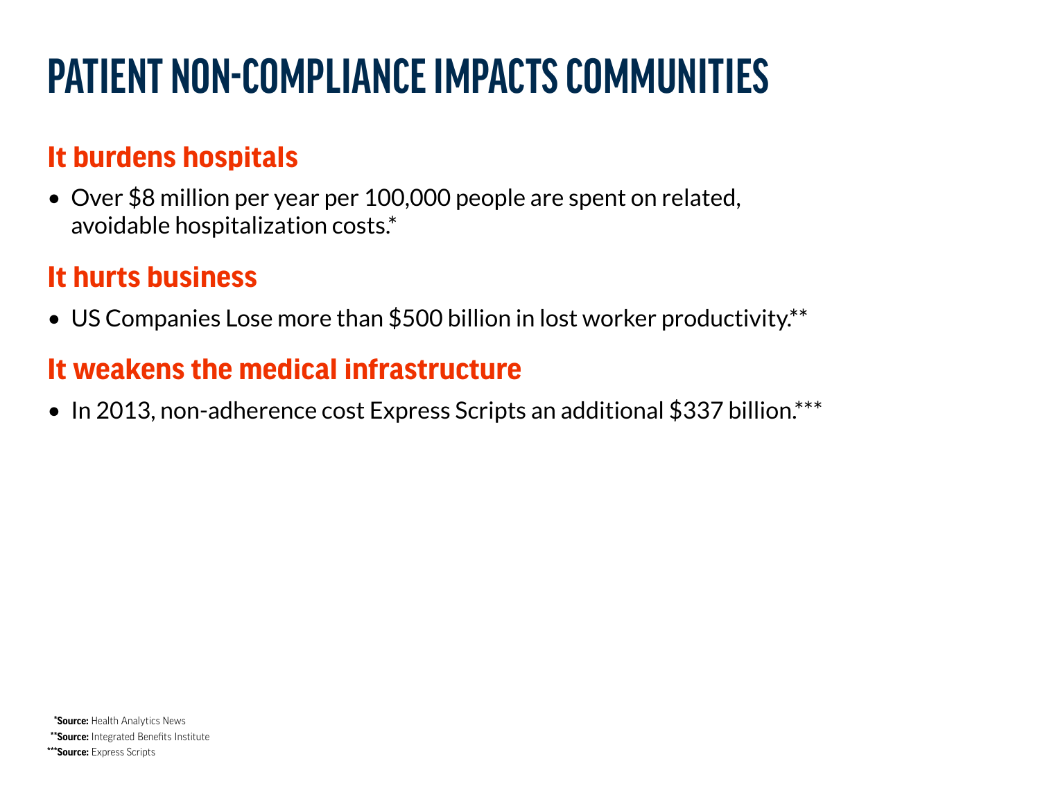# PATIENT NON-COMPLIANCE IMPACTS COMMUNITIES

## It burdens hospitals

- Over $8 million per year per 100,000 people are spent on related, avoidable hospitalization costs.*

## It hurts business

- US Companies Lose more than $500 billion in lost worker productivity.**

## It weakens the medical infrastructure

- In 2013, non-adherence cost Express Scripts an additional $337 billion.***

***Source:** Health Analytics News
****Source:** Integrated Benefits Institute
*****Source:** Express Scripts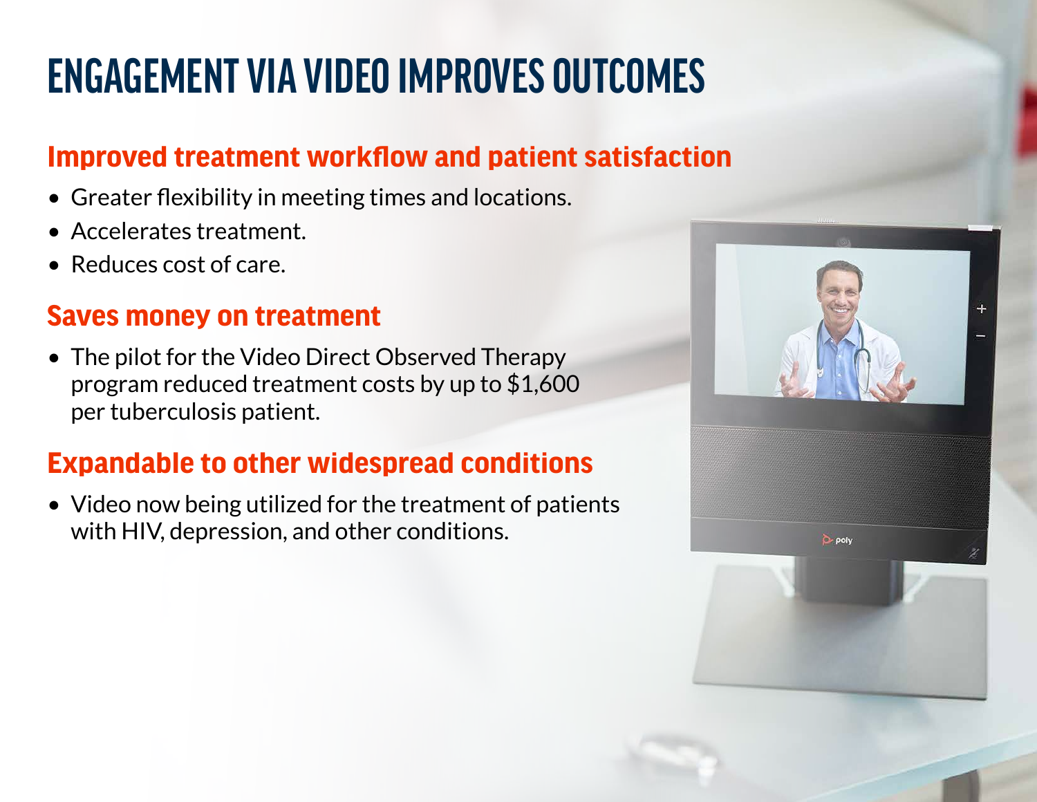# ENGAGEMENT VIA VIDEO IMPROVES OUTCOMES

## Improved treatment workflow and patient satisfaction

- Greater flexibility in meeting times and locations.
- Accelerates treatment.
- Reduces cost of care.

## Saves money on treatment

- The pilot for the Video Direct Observed Therapy program reduced treatment costs by up to $1,600 per tuberculosis patient.

## Expandable to other widespread conditions

- Video now being utilized for the treatment of patients with HIV, depression, and other conditions.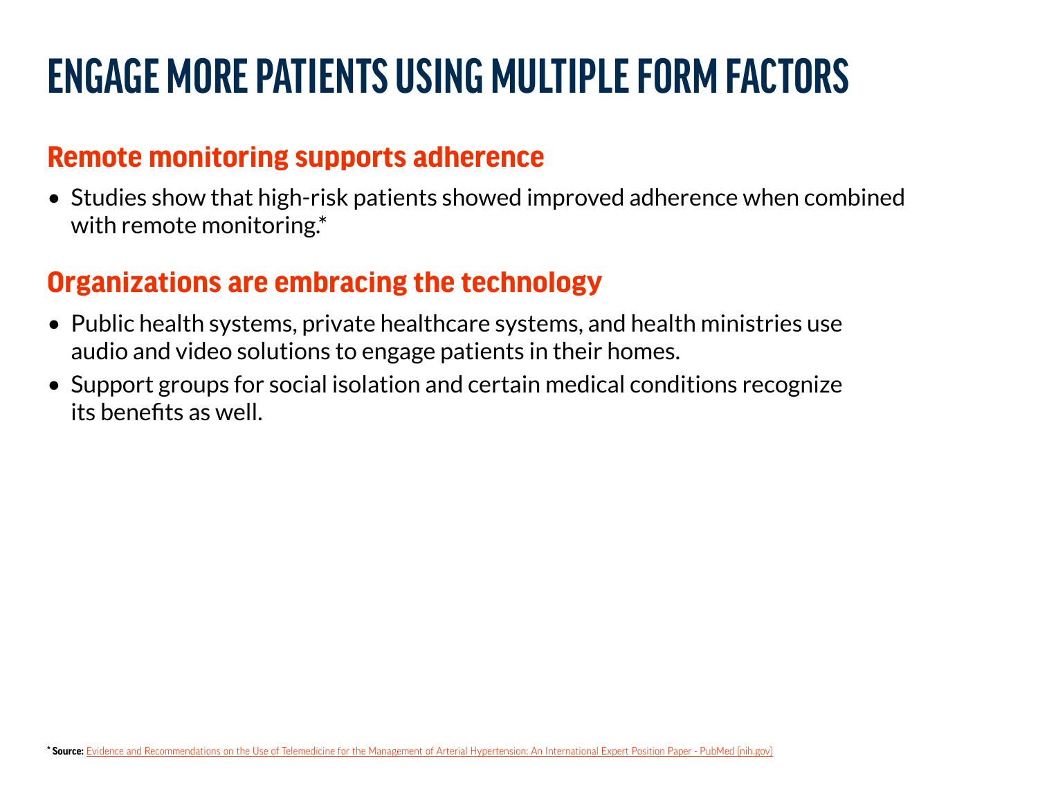# ENGAGE MORE PATIENTS USING MULTIPLE FORM FACTORS

## Remote monitoring supports adherence

- Studies show that high-risk patients showed improved adherence when combined with remote monitoring.*

## Organizations are embracing the technology

- Public health systems, private healthcare systems, and health ministries use audio and video solutions to engage patients in their homes.
- Support groups for social isolation and certain medical conditions recognize its benefits as well.

* **Source:** Evidence and Recommendations on the Use of Telemedicine for the Management of Arterial Hypertension: An International Expert Position Paper - PubMed (nih.gov)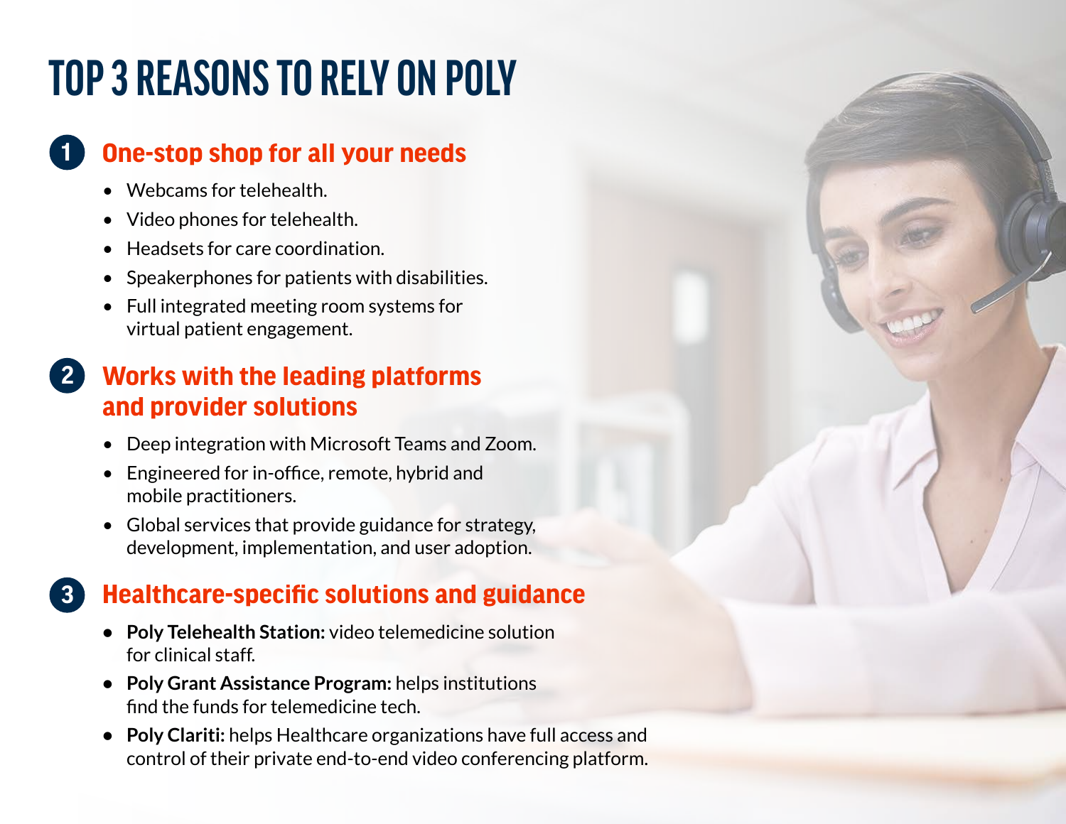# TOP 3 REASONS TO RELY ON POLY

## 1 One-stop shop for all your needs

- Webcams for telehealth.
- Video phones for telehealth.
- Headsets for care coordination.
- Speakerphones for patients with disabilities.
- Full integrated meeting room systems for virtual patient engagement.

## 2 Works with the leading platforms and provider solutions

- Deep integration with Microsoft Teams and Zoom.
- Engineered for in-office, remote, hybrid and mobile practitioners.
- Global services that provide guidance for strategy, development, implementation, and user adoption.

## 3 Healthcare-specific solutions and guidance

- **Poly Telehealth Station:** video telemedicine solution for clinical staff.
- **Poly Grant Assistance Program:** helps institutions find the funds for telemedicine tech.
- **Poly Clariti:** helps Healthcare organizations have full access and control of their private end-to-end video conferencing platform.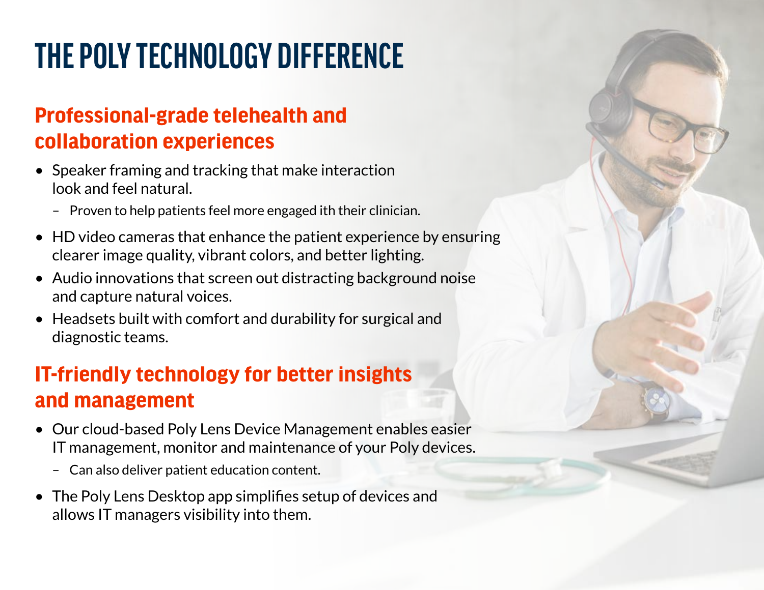# THE POLY TECHNOLOGY DIFFERENCE

## Professional-grade telehealth and collaboration experiences

- Speaker framing and tracking that make interaction look and feel natural.
  - Proven to help patients feel more engaged ith their clinician.
- HD video cameras that enhance the patient experience by ensuring clearer image quality, vibrant colors, and better lighting.
- Audio innovations that screen out distracting background noise and capture natural voices.
- Headsets built with comfort and durability for surgical and diagnostic teams.

## IT-friendly technology for better insights and management

- Our cloud-based Poly Lens Device Management enables easier IT management, monitor and maintenance of your Poly devices.
  - Can also deliver patient education content.
- The Poly Lens Desktop app simplifies setup of devices and allows IT managers visibility into them.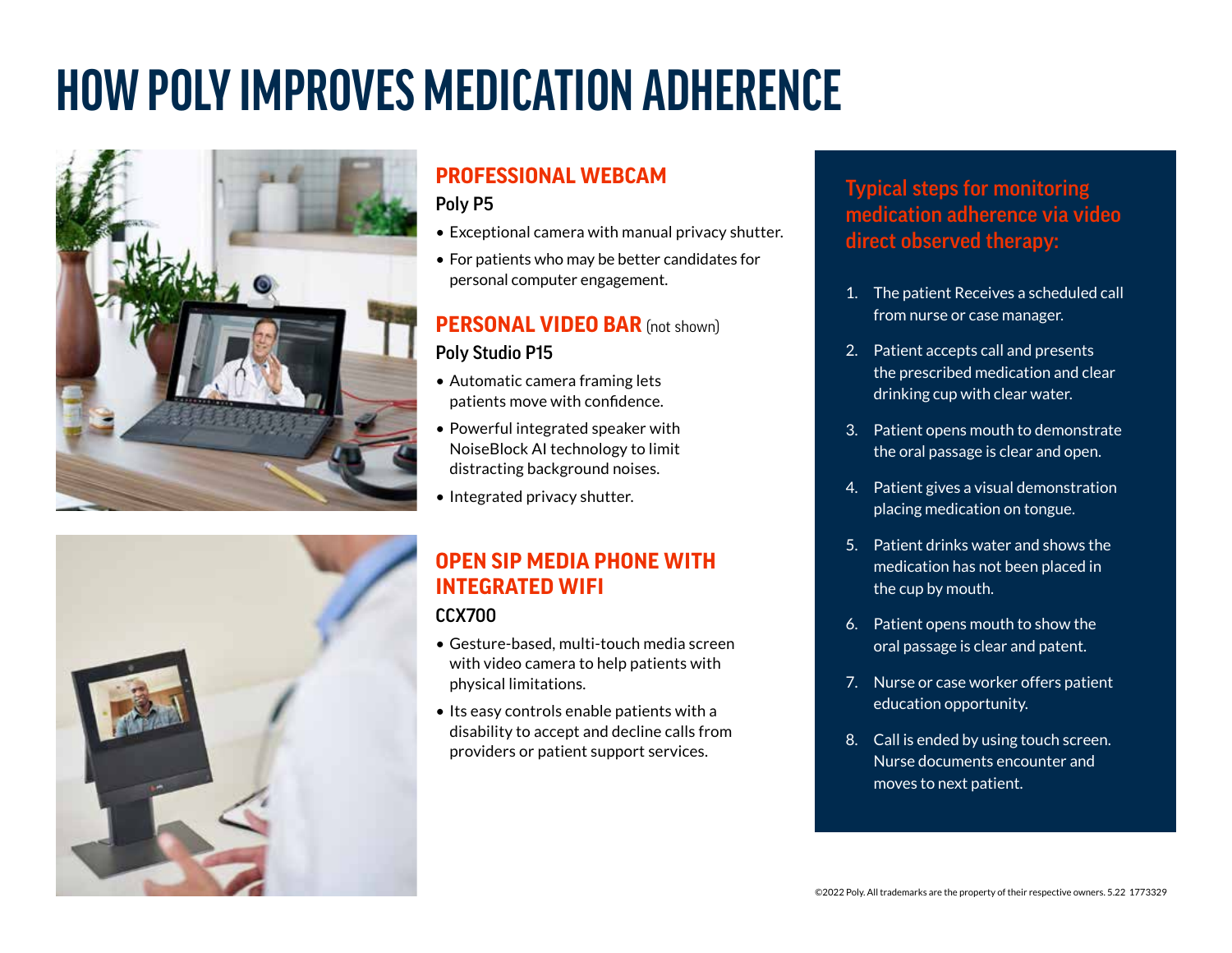# HOW POLY IMPROVES MEDICATION ADHERENCE

## PROFESSIONAL WEBCAM

### Poly P5

- Exceptional camera with manual privacy shutter.
- For patients who may be better candidates for personal computer engagement.

## PERSONAL VIDEO BAR (not shown)

### Poly Studio P15

- Automatic camera framing lets patients move with confidence.
- Powerful integrated speaker with NoiseBlock AI technology to limit distracting background noises.
- Integrated privacy shutter.

## OPEN SIP MEDIA PHONE WITH INTEGRATED WIFI

### CCX700

- Gesture-based, multi-touch media screen with video camera to help patients with physical limitations.
- Its easy controls enable patients with a disability to accept and decline calls from providers or patient support services.

## Typical steps for monitoring medication adherence via video direct observed therapy:

1. The patient Receives a scheduled call from nurse or case manager.
2. Patient accepts call and presents the prescribed medication and clear drinking cup with clear water.
3. Patient opens mouth to demonstrate the oral passage is clear and open.
4. Patient gives a visual demonstration placing medication on tongue.
5. Patient drinks water and shows the medication has not been placed in the cup by mouth.
6. Patient opens mouth to show the oral passage is clear and patent.
7. Nurse or case worker offers patient education opportunity.
8. Call is ended by using touch screen. Nurse documents encounter and moves to next patient.

©2022 Poly. All trademarks are the property of their respective owners. 5.22 1773329